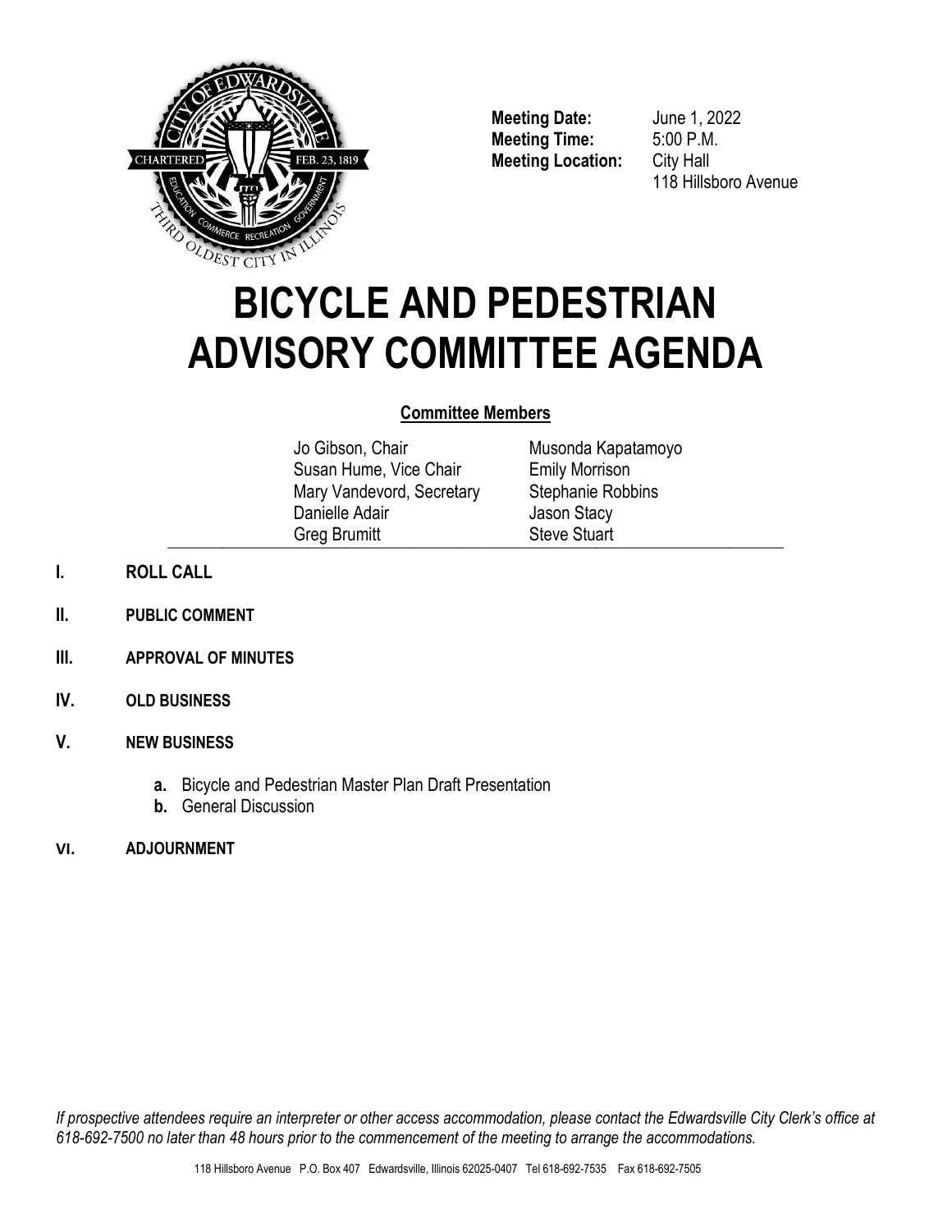**Meeting Date:** June 1, 2022
**Meeting Time:** 5:00 P.M.
**Meeting Location:** City Hall
118 Hillsboro Avenue

# BICYCLE AND PEDESTRIAN ADVISORY COMMITTEE AGENDA

## Committee Members

| | |
|---|---|
| Jo Gibson, Chair | Musonda Kapatamoyo |
| Susan Hume, Vice Chair | Emily Morrison |
| Mary Vandevord, Secretary | Stephanie Robbins |
| Danielle Adair | Jason Stacy |
| Greg Brumitt | Steve Stuart |

**I. ROLL CALL**

**II. PUBLIC COMMENT**

**III. APPROVAL OF MINUTES**

**IV. OLD BUSINESS**

**V. NEW BUSINESS**

- **a.** Bicycle and Pedestrian Master Plan Draft Presentation
- **b.** General Discussion

**VI. ADJOURNMENT**

*If prospective attendees require an interpreter or other access accommodation, please contact the Edwardsville City Clerk's office at 618-692-7500 no later than 48 hours prior to the commencement of the meeting to arrange the accommodations.*

118 Hillsboro Avenue P.O. Box 407 Edwardsville, Illinois 62025-0407 Tel 618-692-7535 Fax 618-692-7505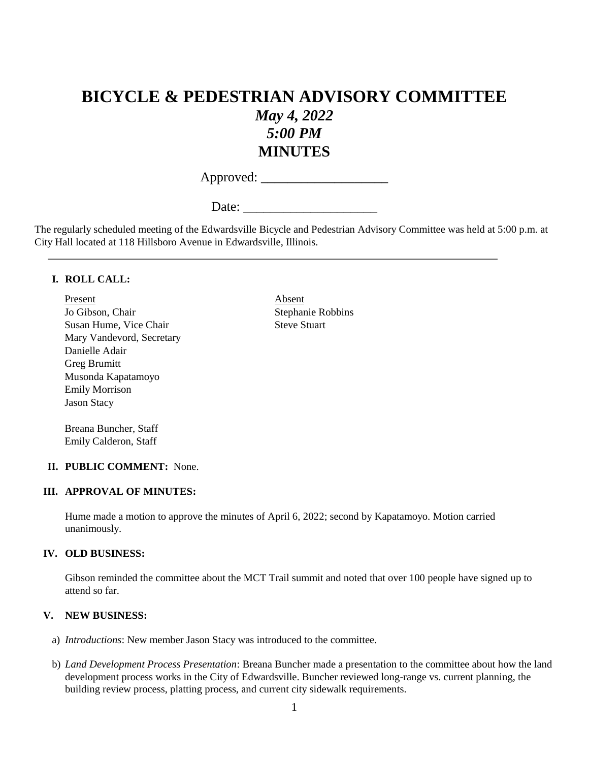# BICYCLE & PEDESTRIAN ADVISORY COMMITTEE

## *May 4, 2022*
## *5:00 PM*
## MINUTES

Approved: ___________________

Date: ____________________

The regularly scheduled meeting of the Edwardsville Bicycle and Pedestrian Advisory Committee was held at 5:00 p.m. at City Hall located at 118 Hillsboro Avenue in Edwardsville, Illinois.

---

**I. ROLL CALL:**

Present
Jo Gibson, Chair
Susan Hume, Vice Chair
Mary Vandevord, Secretary
Danielle Adair
Greg Brumitt
Musonda Kapatamoyo
Emily Morrison
Jason Stacy

Breana Buncher, Staff
Emily Calderon, Staff

Absent
Stephanie Robbins
Steve Stuart

**II. PUBLIC COMMENT:** None.

**III. APPROVAL OF MINUTES:**

Hume made a motion to approve the minutes of April 6, 2022; second by Kapatamoyo. Motion carried unanimously.

**IV. OLD BUSINESS:**

Gibson reminded the committee about the MCT Trail summit and noted that over 100 people have signed up to attend so far.

**V. NEW BUSINESS:**

a) *Introductions*: New member Jason Stacy was introduced to the committee.

b) *Land Development Process Presentation*: Breana Buncher made a presentation to the committee about how the land development process works in the City of Edwardsville. Buncher reviewed long-range vs. current planning, the building review process, platting process, and current city sidewalk requirements.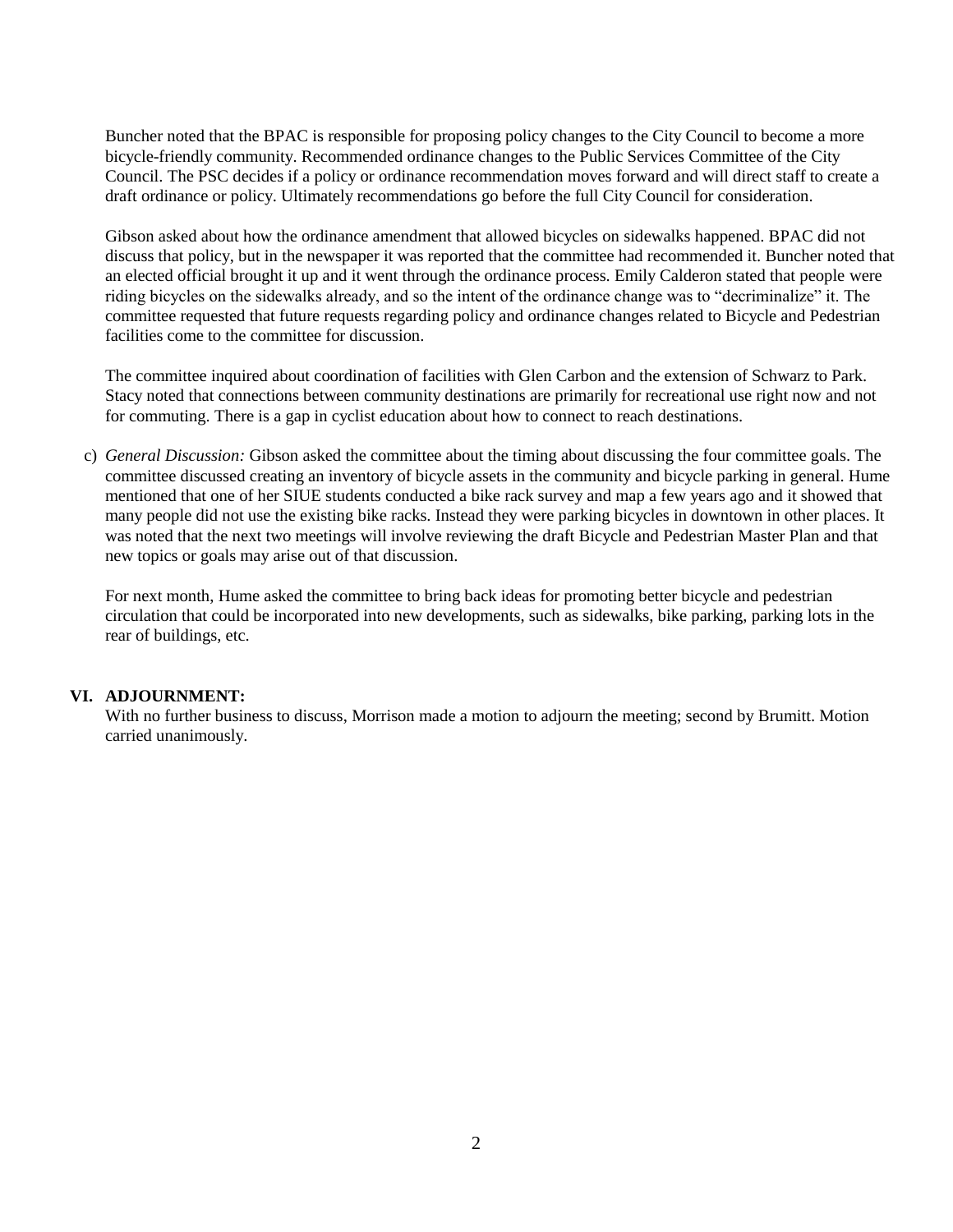Buncher noted that the BPAC is responsible for proposing policy changes to the City Council to become a more bicycle-friendly community. Recommended ordinance changes to the Public Services Committee of the City Council. The PSC decides if a policy or ordinance recommendation moves forward and will direct staff to create a draft ordinance or policy. Ultimately recommendations go before the full City Council for consideration.

Gibson asked about how the ordinance amendment that allowed bicycles on sidewalks happened. BPAC did not discuss that policy, but in the newspaper it was reported that the committee had recommended it. Buncher noted that an elected official brought it up and it went through the ordinance process. Emily Calderon stated that people were riding bicycles on the sidewalks already, and so the intent of the ordinance change was to "decriminalize" it. The committee requested that future requests regarding policy and ordinance changes related to Bicycle and Pedestrian facilities come to the committee for discussion.

The committee inquired about coordination of facilities with Glen Carbon and the extension of Schwarz to Park. Stacy noted that connections between community destinations are primarily for recreational use right now and not for commuting. There is a gap in cyclist education about how to connect to reach destinations.

c) *General Discussion:* Gibson asked the committee about the timing about discussing the four committee goals. The committee discussed creating an inventory of bicycle assets in the community and bicycle parking in general. Hume mentioned that one of her SIUE students conducted a bike rack survey and map a few years ago and it showed that many people did not use the existing bike racks. Instead they were parking bicycles in downtown in other places. It was noted that the next two meetings will involve reviewing the draft Bicycle and Pedestrian Master Plan and that new topics or goals may arise out of that discussion.

For next month, Hume asked the committee to bring back ideas for promoting better bicycle and pedestrian circulation that could be incorporated into new developments, such as sidewalks, bike parking, parking lots in the rear of buildings, etc.

## VI. ADJOURNMENT:

With no further business to discuss, Morrison made a motion to adjourn the meeting; second by Brumitt. Motion carried unanimously.